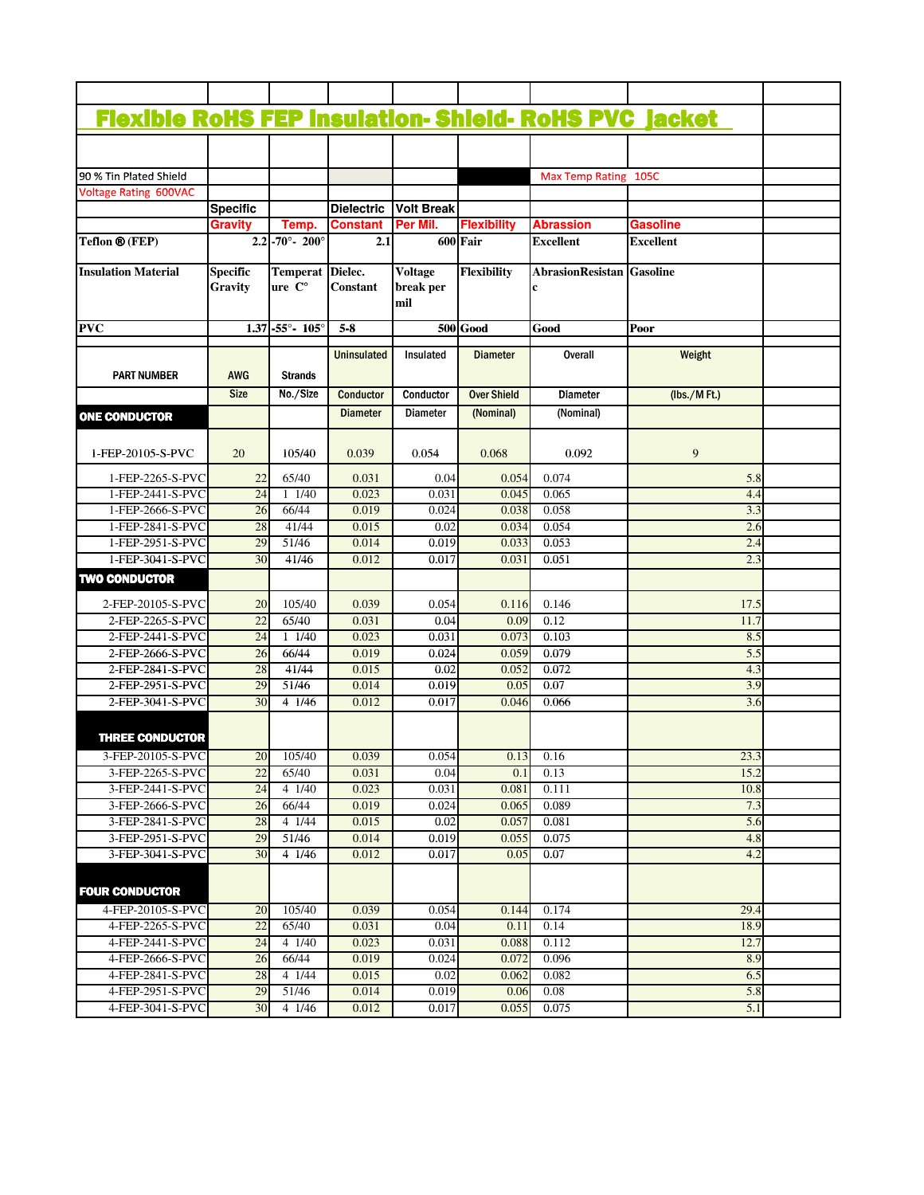# Flexible RoHS FEP Insulation- Shield- RoHS PVC Jacket

90 % Tin Plated Shield

Max Temp Rating 105C

Voltage Rating 600VAC

| | Specific Gravity | Temp. | Dielectric Constant | Volt Break Per Mil. | Flexibility | Abrassion | Gasoline |
|---|---|---|---|---|---|---|---|
| **Teflon ® (FEP)** | 2.2 | -70°- 200° | 2.1 | 600 | Fair | Excellent | Excellent |
| **Insulation Material** | **Specific Gravity** | **Temperature C°** | **Dielec. Constant** | **Voltage break per mil** | **Flexibility** | **AbrasionResistanc** | **Gasoline** |
| **PVC** | 1.37 | -55°- 105° | 5-8 | 500 | Good | Good | Poor |

| PART NUMBER | AWG Size | Strands No./Size | Uninsulated Conductor Diameter | Insulated Conductor Diameter | Diameter Over Shield (Nominal) | Overall Diameter (Nominal) | Weight (lbs./M Ft.) |
|---|---|---|---|---|---|---|---|
| **ONE CONDUCTOR** | | | | | | | |
| 1-FEP-20105-S-PVC | 20 | 105/40 | 0.039 | 0.054 | 0.068 | 0.092 | 9 |
| 1-FEP-2265-S-PVC | 22 | 65/40 | 0.031 | 0.04 | 0.054 | 0.074 | 5.8 |
| 1-FEP-2441-S-PVC | 24 | 1 1/40 | 0.023 | 0.031 | 0.045 | 0.065 | 4.4 |
| 1-FEP-2666-S-PVC | 26 | 66/44 | 0.019 | 0.024 | 0.038 | 0.058 | 3.3 |
| 1-FEP-2841-S-PVC | 28 | 41/44 | 0.015 | 0.02 | 0.034 | 0.054 | 2.6 |
| 1-FEP-2951-S-PVC | 29 | 51/46 | 0.014 | 0.019 | 0.033 | 0.053 | 2.4 |
| 1-FEP-3041-S-PVC | 30 | 41/46 | 0.012 | 0.017 | 0.031 | 0.051 | 2.3 |
| **TWO CONDUCTOR** | | | | | | | |
| 2-FEP-20105-S-PVC | 20 | 105/40 | 0.039 | 0.054 | 0.116 | 0.146 | 17.5 |
| 2-FEP-2265-S-PVC | 22 | 65/40 | 0.031 | 0.04 | 0.09 | 0.12 | 11.7 |
| 2-FEP-2441-S-PVC | 24 | 1 1/40 | 0.023 | 0.031 | 0.073 | 0.103 | 8.5 |
| 2-FEP-2666-S-PVC | 26 | 66/44 | 0.019 | 0.024 | 0.059 | 0.079 | 5.5 |
| 2-FEP-2841-S-PVC | 28 | 41/44 | 0.015 | 0.02 | 0.052 | 0.072 | 4.3 |
| 2-FEP-2951-S-PVC | 29 | 51/46 | 0.014 | 0.019 | 0.05 | 0.07 | 3.9 |
| 2-FEP-3041-S-PVC | 30 | 4 1/46 | 0.012 | 0.017 | 0.046 | 0.066 | 3.6 |
| **THREE CONDUCTOR** | | | | | | | |
| 3-FEP-20105-S-PVC | 20 | 105/40 | 0.039 | 0.054 | 0.13 | 0.16 | 23.3 |
| 3-FEP-2265-S-PVC | 22 | 65/40 | 0.031 | 0.04 | 0.1 | 0.13 | 15.2 |
| 3-FEP-2441-S-PVC | 24 | 4 1/40 | 0.023 | 0.031 | 0.081 | 0.111 | 10.8 |
| 3-FEP-2666-S-PVC | 26 | 66/44 | 0.019 | 0.024 | 0.065 | 0.089 | 7.3 |
| 3-FEP-2841-S-PVC | 28 | 4 1/44 | 0.015 | 0.02 | 0.057 | 0.081 | 5.6 |
| 3-FEP-2951-S-PVC | 29 | 51/46 | 0.014 | 0.019 | 0.055 | 0.075 | 4.8 |
| 3-FEP-3041-S-PVC | 30 | 4 1/46 | 0.012 | 0.017 | 0.05 | 0.07 | 4.2 |
| **FOUR CONDUCTOR** | | | | | | | |
| 4-FEP-20105-S-PVC | 20 | 105/40 | 0.039 | 0.054 | 0.144 | 0.174 | 29.4 |
| 4-FEP-2265-S-PVC | 22 | 65/40 | 0.031 | 0.04 | 0.11 | 0.14 | 18.9 |
| 4-FEP-2441-S-PVC | 24 | 4 1/40 | 0.023 | 0.031 | 0.088 | 0.112 | 12.7 |
| 4-FEP-2666-S-PVC | 26 | 66/44 | 0.019 | 0.024 | 0.072 | 0.096 | 8.9 |
| 4-FEP-2841-S-PVC | 28 | 4 1/44 | 0.015 | 0.02 | 0.062 | 0.082 | 6.5 |
| 4-FEP-2951-S-PVC | 29 | 51/46 | 0.014 | 0.019 | 0.06 | 0.08 | 5.8 |
| 4-FEP-3041-S-PVC | 30 | 4 1/46 | 0.012 | 0.017 | 0.055 | 0.075 | 5.1 |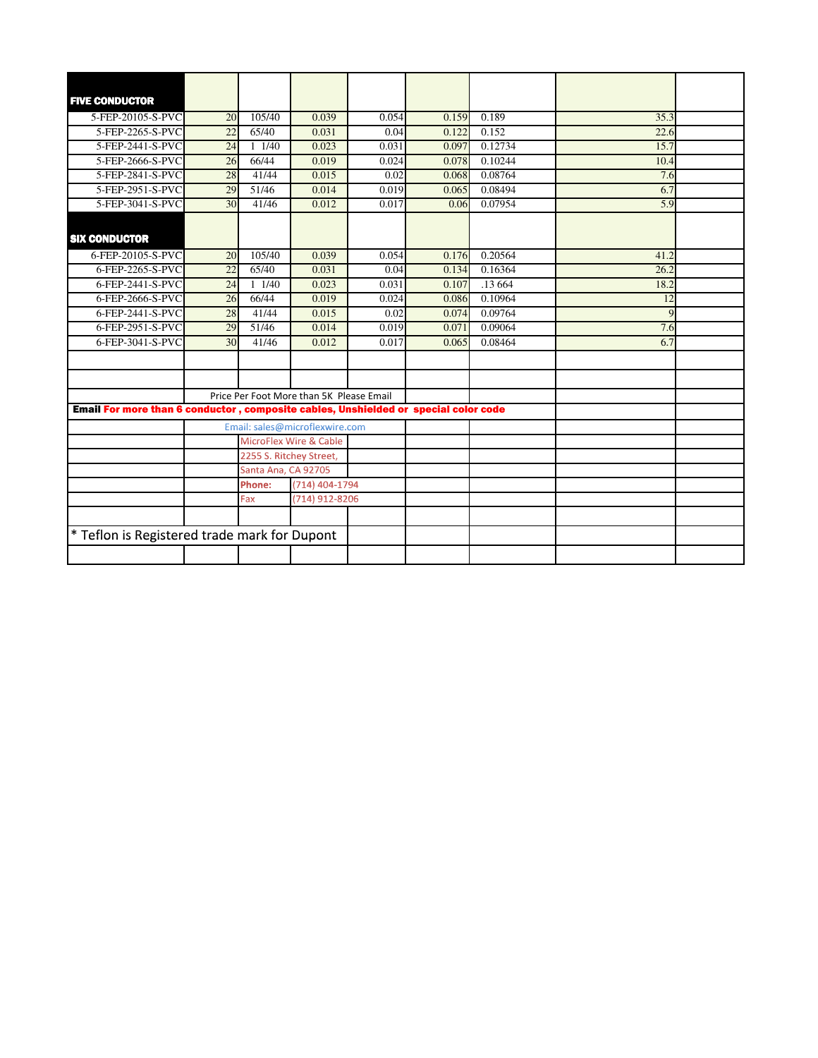| | | | | | | | | |
|---|---|---|---|---|---|---|---|---|
| **FIVE CONDUCTOR** | | | | | | | | |
| 5-FEP-20105-S-PVC | 20 | 105/40 | 0.039 | 0.054 | 0.159 | 0.189 | 35.3 | |
| 5-FEP-2265-S-PVC | 22 | 65/40 | 0.031 | 0.04 | 0.122 | 0.152 | 22.6 | |
| 5-FEP-2441-S-PVC | 24 | 1 1/40 | 0.023 | 0.031 | 0.097 | 0.12734 | 15.7 | |
| 5-FEP-2666-S-PVC | 26 | 66/44 | 0.019 | 0.024 | 0.078 | 0.10244 | 10.4 | |
| 5-FEP-2841-S-PVC | 28 | 41/44 | 0.015 | 0.02 | 0.068 | 0.08764 | 7.6 | |
| 5-FEP-2951-S-PVC | 29 | 51/46 | 0.014 | 0.019 | 0.065 | 0.08494 | 6.7 | |
| 5-FEP-3041-S-PVC | 30 | 41/46 | 0.012 | 0.017 | 0.06 | 0.07954 | 5.9 | |
| **SIX CONDUCTOR** | | | | | | | | |
| 6-FEP-20105-S-PVC | 20 | 105/40 | 0.039 | 0.054 | 0.176 | 0.20564 | 41.2 | |
| 6-FEP-2265-S-PVC | 22 | 65/40 | 0.031 | 0.04 | 0.134 | 0.16364 | 26.2 | |
| 6-FEP-2441-S-PVC | 24 | 1 1/40 | 0.023 | 0.031 | 0.107 | .13 664 | 18.2 | |
| 6-FEP-2666-S-PVC | 26 | 66/44 | 0.019 | 0.024 | 0.086 | 0.10964 | 12 | |
| 6-FEP-2441-S-PVC | 28 | 41/44 | 0.015 | 0.02 | 0.074 | 0.09764 | 9 | |
| 6-FEP-2951-S-PVC | 29 | 51/46 | 0.014 | 0.019 | 0.071 | 0.09064 | 7.6 | |
| 6-FEP-3041-S-PVC | 30 | 41/46 | 0.012 | 0.017 | 0.065 | 0.08464 | 6.7 | |

Price Per Foot More than 5K Please Email

**Email For more than 6 conductor , composite cables, Unshielded or special color code**

Email: sales@microflexwire.com

MicroFlex Wire & Cable
2255 S. Ritchey Street,
Santa Ana, CA 92705
**Phone:** (714) 404-1794
Fax (714) 912-8206

* Teflon is Registered trade mark for Dupont